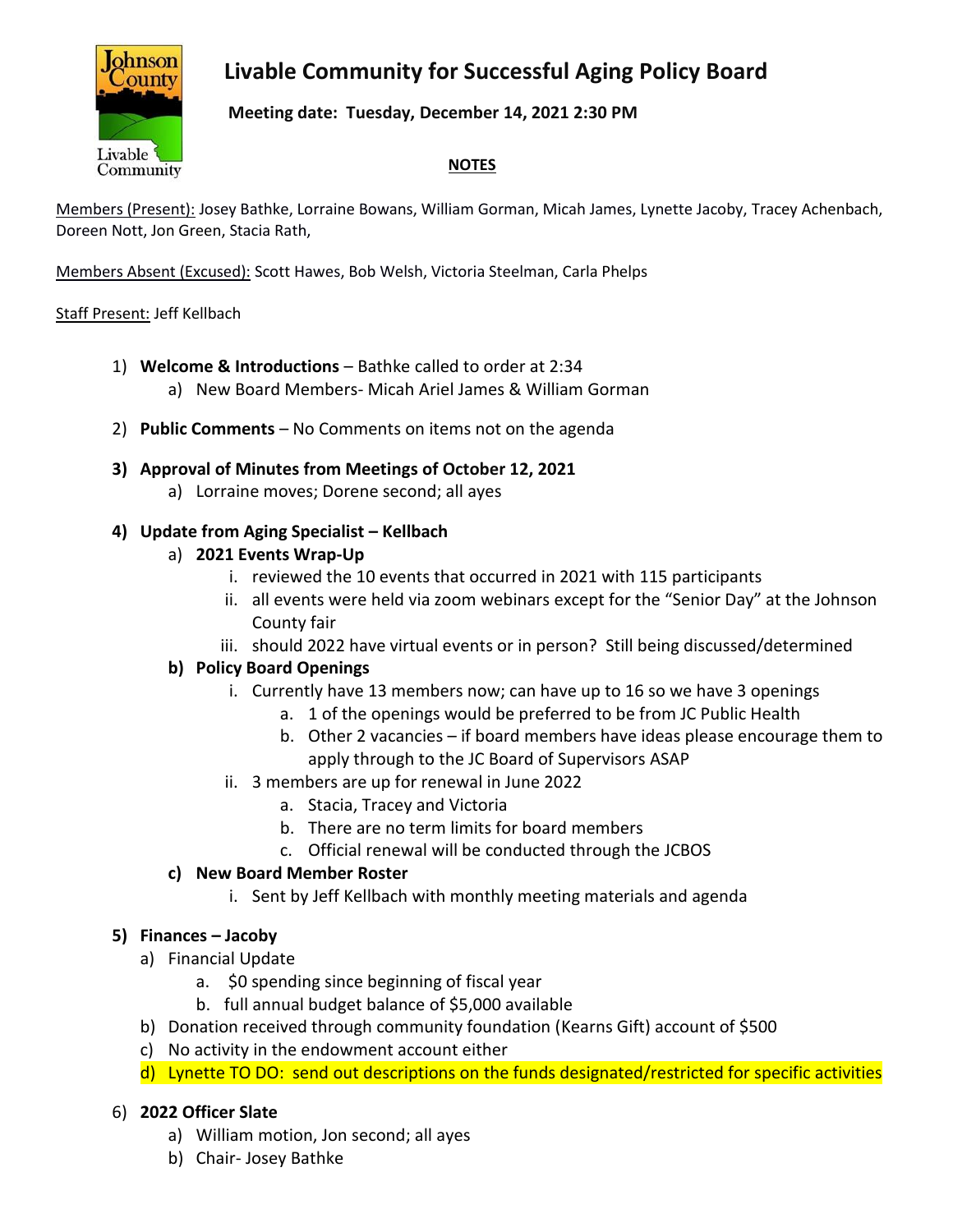# Livable Community for Successful Aging Policy Board

**Meeting date: Tuesday, December 14, 2021 2:30 PM**

**NOTES**

Members (Present): Josey Bathke, Lorraine Bowans, William Gorman, Micah James, Lynette Jacoby, Tracey Achenbach, Doreen Nott, Jon Green, Stacia Rath,

Members Absent (Excused): Scott Hawes, Bob Welsh, Victoria Steelman, Carla Phelps

Staff Present: Jeff Kellbach

1) **Welcome & Introductions** – Bathke called to order at 2:34
   a) New Board Members- Micah Ariel James & William Gorman
2) **Public Comments** – No Comments on items not on the agenda
3) **Approval of Minutes from Meetings of October 12, 2021**
   a) Lorraine moves; Dorene second; all ayes
4) **Update from Aging Specialist – Kellbach**
   a) **2021 Events Wrap-Up**
      i. reviewed the 10 events that occurred in 2021 with 115 participants
      ii. all events were held via zoom webinars except for the "Senior Day" at the Johnson County fair
      iii. should 2022 have virtual events or in person? Still being discussed/determined
   b) **Policy Board Openings**
      i. Currently have 13 members now; can have up to 16 so we have 3 openings
         a. 1 of the openings would be preferred to be from JC Public Health
         b. Other 2 vacancies – if board members have ideas please encourage them to apply through to the JC Board of Supervisors ASAP
      ii. 3 members are up for renewal in June 2022
         a. Stacia, Tracey and Victoria
         b. There are no term limits for board members
         c. Official renewal will be conducted through the JCBOS
   c) **New Board Member Roster**
      i. Sent by Jeff Kellbach with monthly meeting materials and agenda
5) **Finances – Jacoby**
   a) Financial Update
      a. $0 spending since beginning of fiscal year
      b. full annual budget balance of $5,000 available
   b) Donation received through community foundation (Kearns Gift) account of $500
   c) No activity in the endowment account either
   d) Lynette TO DO: send out descriptions on the funds designated/restricted for specific activities
6) **2022 Officer Slate**
   a) William motion, Jon second; all ayes
   b) Chair- Josey Bathke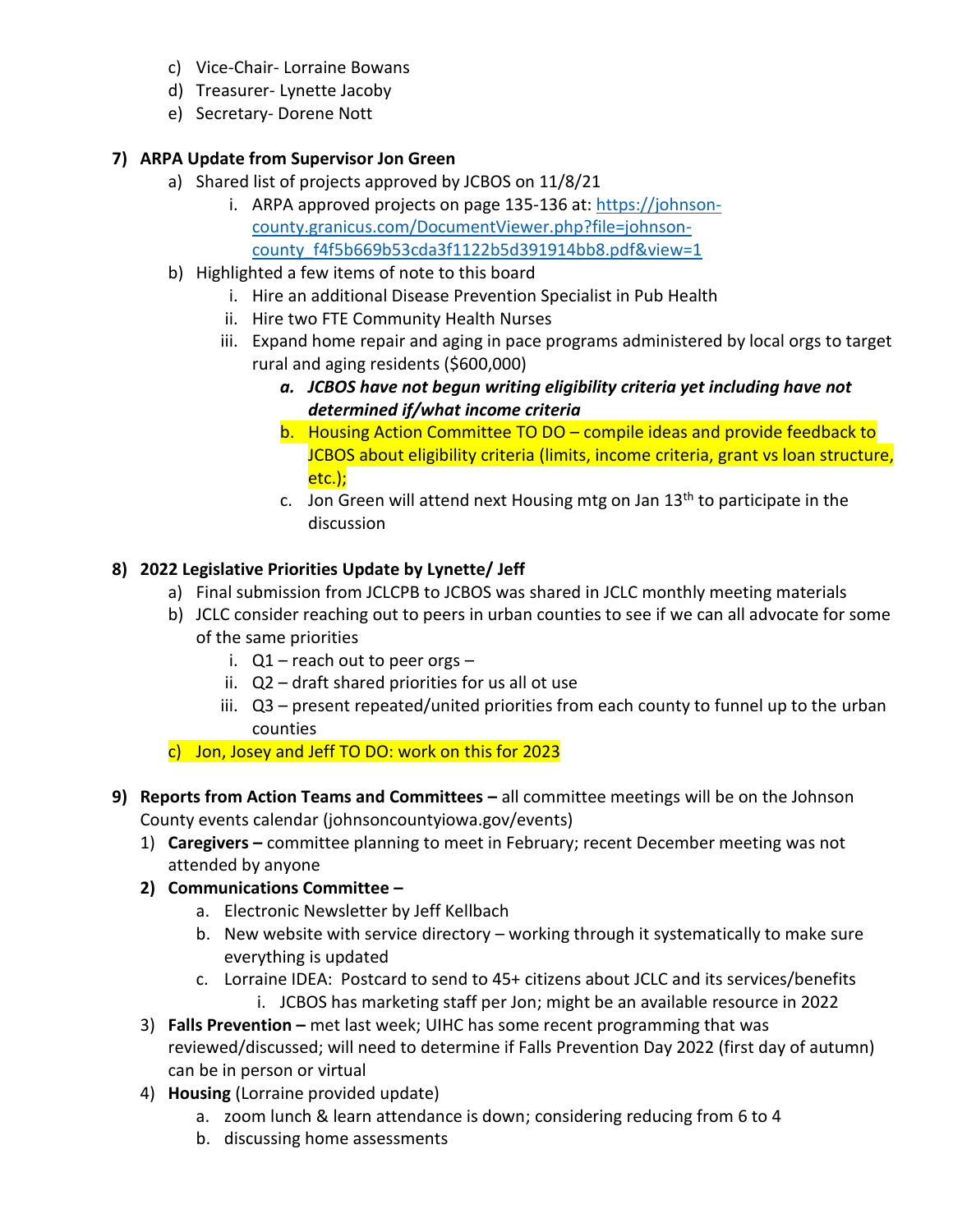c) Vice-Chair- Lorraine Bowans
d) Treasurer- Lynette Jacoby
e) Secretary- Dorene Nott

7) **ARPA Update from Supervisor Jon Green**
   a) Shared list of projects approved by JCBOS on 11/8/21
      i. ARPA approved projects on page 135-136 at: [https://johnson-county.granicus.com/DocumentViewer.php?file=johnson-county_f4f5b669b53cda3f1122b5d391914bb8.pdf&view=1](https://johnson-county.granicus.com/DocumentViewer.php?file=johnson-county_f4f5b669b53cda3f1122b5d391914bb8.pdf&view=1)
   b) Highlighted a few items of note to this board
      i. Hire an additional Disease Prevention Specialist in Pub Health
      ii. Hire two FTE Community Health Nurses
      iii. Expand home repair and aging in pace programs administered by local orgs to target rural and aging residents ($600,000)
         a. ***JCBOS have not begun writing eligibility criteria yet including have not determined if/what income criteria***
         b. Housing Action Committee TO DO – compile ideas and provide feedback to JCBOS about eligibility criteria (limits, income criteria, grant vs loan structure, etc.);
         c. Jon Green will attend next Housing mtg on Jan 13th to participate in the discussion

8) **2022 Legislative Priorities Update by Lynette/ Jeff**
   a) Final submission from JCLCPB to JCBOS was shared in JCLC monthly meeting materials
   b) JCLC consider reaching out to peers in urban counties to see if we can all advocate for some of the same priorities
      i. Q1 – reach out to peer orgs –
      ii. Q2 – draft shared priorities for us all ot use
      iii. Q3 – present repeated/united priorities from each county to funnel up to the urban counties
   c) Jon, Josey and Jeff TO DO: work on this for 2023

9) **Reports from Action Teams and Committees –** all committee meetings will be on the Johnson County events calendar (johnsoncountyiowa.gov/events)
   1) **Caregivers –** committee planning to meet in February; recent December meeting was not attended by anyone
   2) **Communications Committee –**
      a. Electronic Newsletter by Jeff Kellbach
      b. New website with service directory – working through it systematically to make sure everything is updated
      c. Lorraine IDEA: Postcard to send to 45+ citizens about JCLC and its services/benefits
         i. JCBOS has marketing staff per Jon; might be an available resource in 2022
   3) **Falls Prevention –** met last week; UIHC has some recent programming that was reviewed/discussed; will need to determine if Falls Prevention Day 2022 (first day of autumn) can be in person or virtual
   4) **Housing** (Lorraine provided update)
      a. zoom lunch & learn attendance is down; considering reducing from 6 to 4
      b. discussing home assessments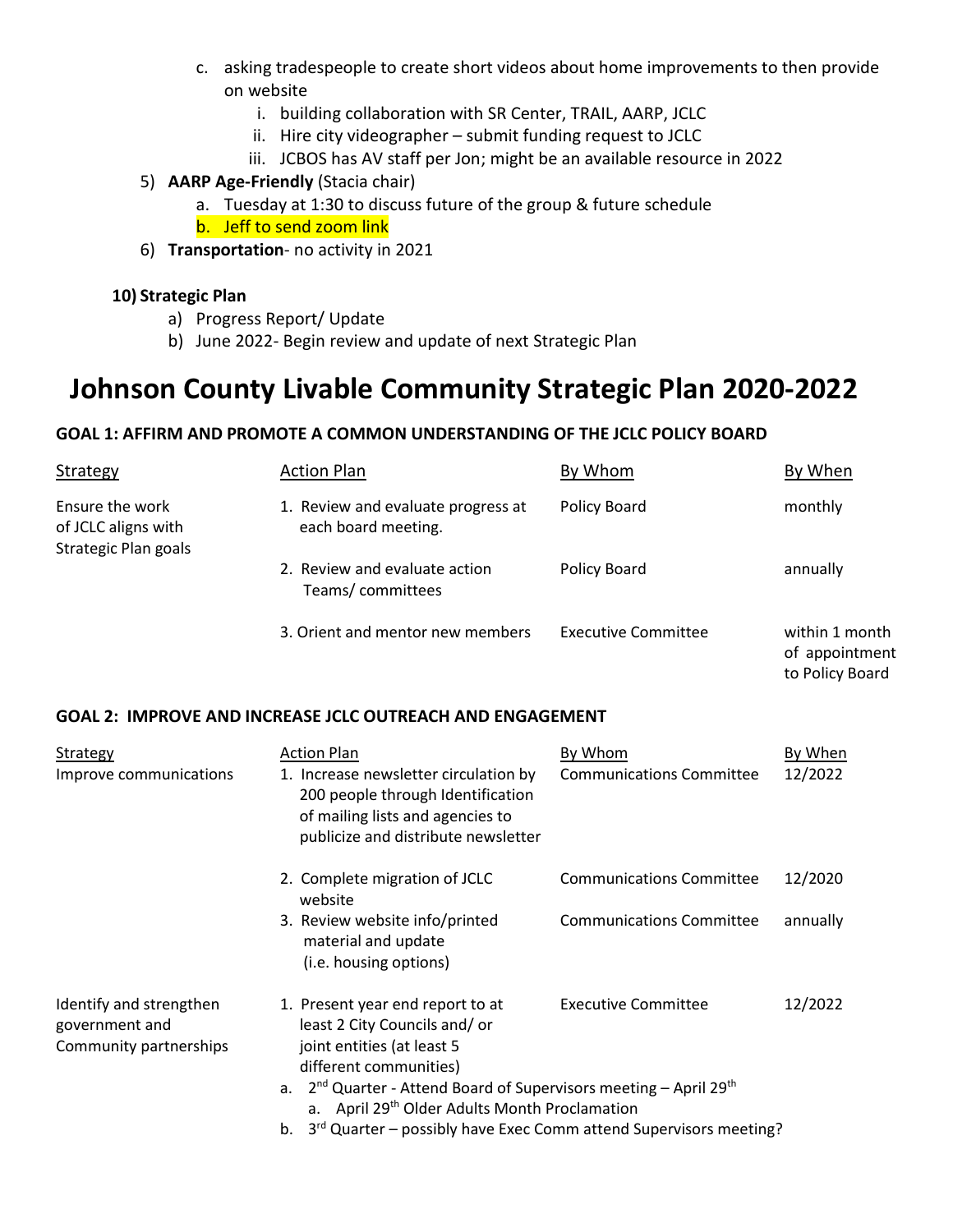c. asking tradespeople to create short videos about home improvements to then provide on website
   i. building collaboration with SR Center, TRAIL, AARP, JCLC
   ii. Hire city videographer – submit funding request to JCLC
   iii. JCBOS has AV staff per Jon; might be an available resource in 2022

5) **AARP Age-Friendly** (Stacia chair)
   a. Tuesday at 1:30 to discuss future of the group & future schedule
   b. Jeff to send zoom link

6) **Transportation**- no activity in 2021

**10) Strategic Plan**

a) Progress Report/ Update
b) June 2022- Begin review and update of next Strategic Plan

# Johnson County Livable Community Strategic Plan 2020-2022

**GOAL 1: AFFIRM AND PROMOTE A COMMON UNDERSTANDING OF THE JCLC POLICY BOARD**

| Strategy | Action Plan | By Whom | By When |
|---|---|---|---|
| Ensure the work of JCLC aligns with Strategic Plan goals | 1. Review and evaluate progress at each board meeting. | Policy Board | monthly |
| | 2. Review and evaluate action Teams/ committees | Policy Board | annually |
| | 3. Orient and mentor new members | Executive Committee | within 1 month of appointment to Policy Board |

**GOAL 2: IMPROVE AND INCREASE JCLC OUTREACH AND ENGAGEMENT**

| Strategy | Action Plan | By Whom | By When |
|---|---|---|---|
| Improve communications | 1. Increase newsletter circulation by 200 people through Identification of mailing lists and agencies to publicize and distribute newsletter | Communications Committee | 12/2022 |
| | 2. Complete migration of JCLC website | Communications Committee | 12/2020 |
| | 3. Review website info/printed material and update (i.e. housing options) | Communications Committee | annually |
| Identify and strengthen government and Community partnerships | 1. Present year end report to at least 2 City Councils and/ or joint entities (at least 5 different communities) | Executive Committee | 12/2022 |

a. 2nd Quarter - Attend Board of Supervisors meeting – April 29th
   a. April 29th Older Adults Month Proclamation

b. 3rd Quarter – possibly have Exec Comm attend Supervisors meeting?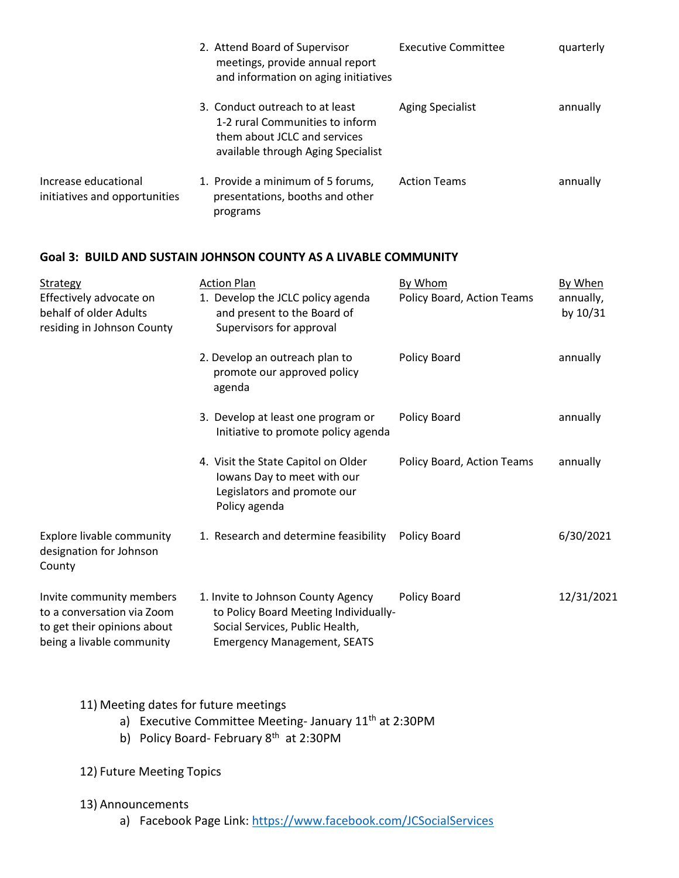| Strategy | Action Plan | By Whom | By When |
|---|---|---|---|
| | 2. Attend Board of Supervisor meetings, provide annual report and information on aging initiatives | Executive Committee | quarterly |
| | 3. Conduct outreach to at least 1-2 rural Communities to inform them about JCLC and services available through Aging Specialist | Aging Specialist | annually |
| Increase educational initiatives and opportunities | 1. Provide a minimum of 5 forums, presentations, booths and other programs | Action Teams | annually |

**Goal 3: BUILD AND SUSTAIN JOHNSON COUNTY AS A LIVABLE COMMUNITY**

| Strategy | Action Plan | By Whom | By When |
|---|---|---|---|
| Effectively advocate on behalf of older Adults residing in Johnson County | 1. Develop the JCLC policy agenda and present to the Board of Supervisors for approval | Policy Board, Action Teams | annually, by 10/31 |
| | 2. Develop an outreach plan to promote our approved policy agenda | Policy Board | annually |
| | 3. Develop at least one program or Initiative to promote policy agenda | Policy Board | annually |
| | 4. Visit the State Capitol on Older Iowans Day to meet with our Legislators and promote our Policy agenda | Policy Board, Action Teams | annually |
| Explore livable community designation for Johnson County | 1. Research and determine feasibility | Policy Board | 6/30/2021 |
| Invite community members to a conversation via Zoom to get their opinions about being a livable community | 1. Invite to Johnson County Agency to Policy Board Meeting Individually-Social Services, Public Health, Emergency Management, SEATS | Policy Board | 12/31/2021 |

11) Meeting dates for future meetings
   a) Executive Committee Meeting- January 11th at 2:30PM
   b) Policy Board- February 8th at 2:30PM

12) Future Meeting Topics

13) Announcements
   a) Facebook Page Link: https://www.facebook.com/JCSocialServices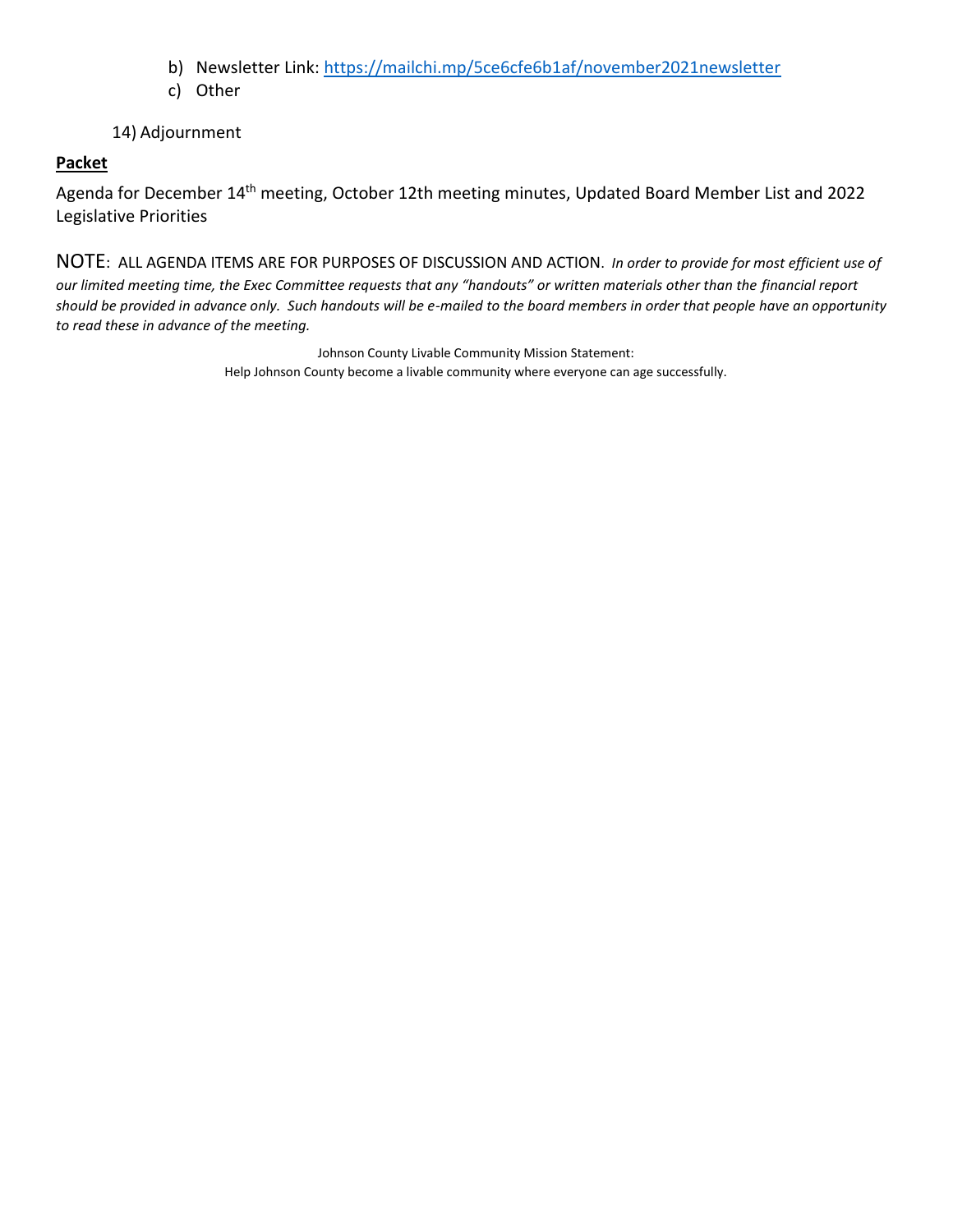b) Newsletter Link: https://mailchi.mp/5ce6cfe6b1af/november2021newsletter
   c) Other

14) Adjournment

**Packet**

Agenda for December 14th meeting, October 12th meeting minutes, Updated Board Member List and 2022 Legislative Priorities

NOTE: ALL AGENDA ITEMS ARE FOR PURPOSES OF DISCUSSION AND ACTION. *In order to provide for most efficient use of our limited meeting time, the Exec Committee requests that any "handouts" or written materials other than the financial report should be provided in advance only. Such handouts will be e-mailed to the board members in order that people have an opportunity to read these in advance of the meeting.*

Johnson County Livable Community Mission Statement:
Help Johnson County become a livable community where everyone can age successfully.